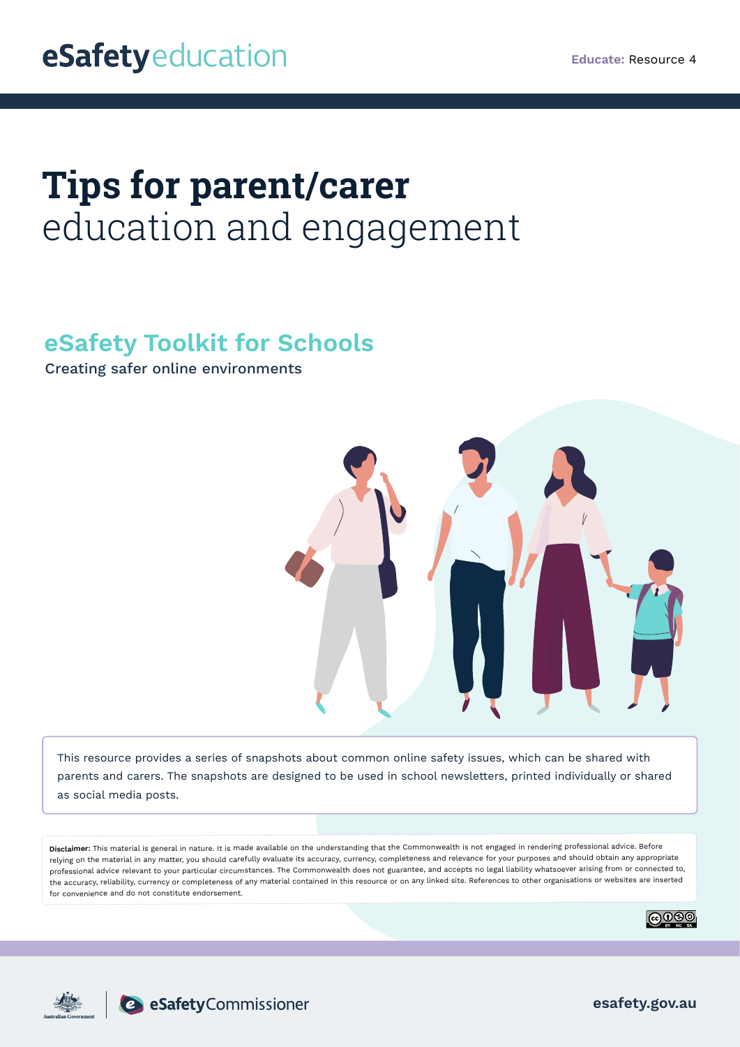eSafetyeducation

**Educate:** Resource 4

# **Tips for parent/carer** education and engagement

## eSafety Toolkit for Schools

Creating safer online environments

This resource provides a series of snapshots about common online safety issues, which can be shared with parents and carers. The snapshots are designed to be used in school newsletters, printed individually or shared as social media posts.

**Disclaimer:** This material is general in nature. It is made available on the understanding that the Commonwealth is not engaged in rendering professional advice. Before relying on the material in any matter, you should carefully evaluate its accuracy, currency, completeness and relevance for your purposes and should obtain any appropriate professional advice relevant to your particular circumstances. The Commonwealth does not guarantee, and accepts no legal liability whatsoever arising from or connected to, the accuracy, reliability, currency or completeness of any material contained in this resource or on any linked site. References to other organisations or websites are inserted for convenience and do not constitute endorsement.

Australian Government | eSafetyCommissioner

esafety.gov.au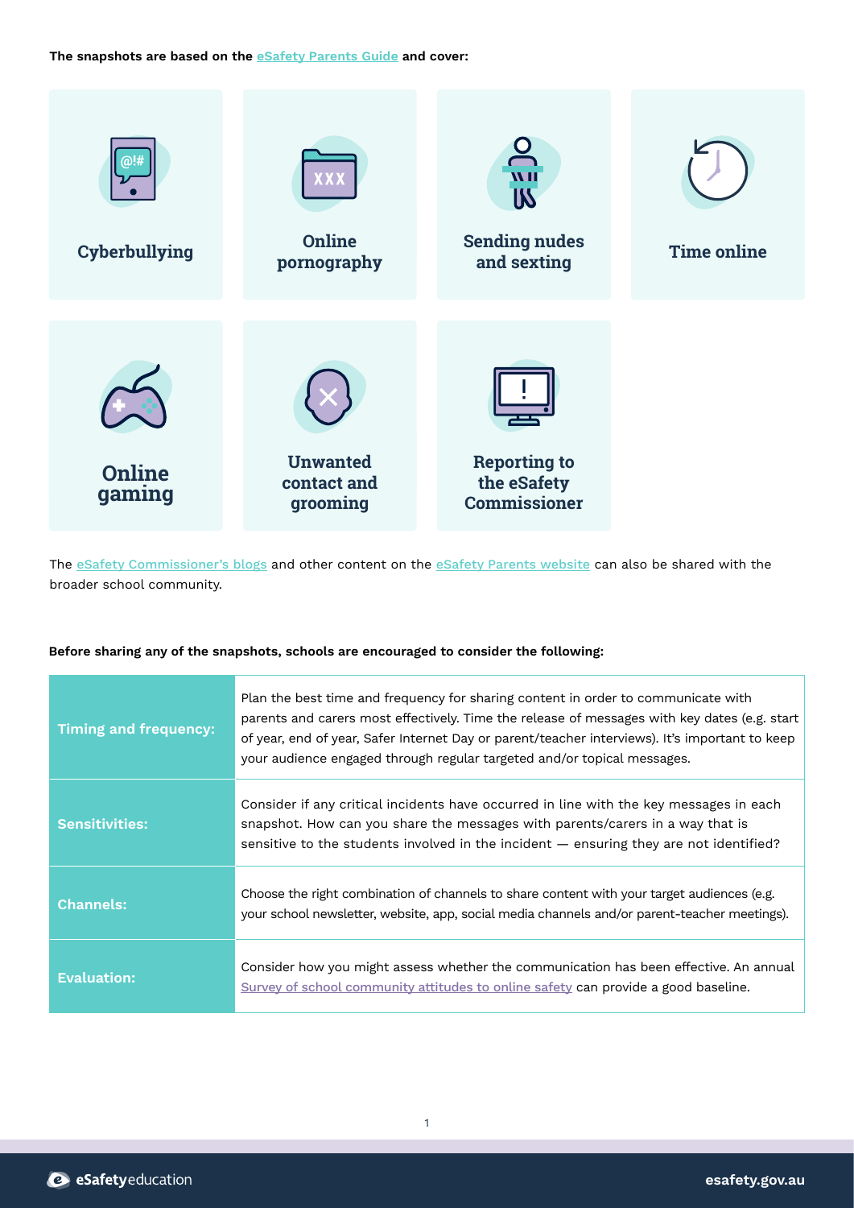**The snapshots are based on the eSafety Parents Guide and cover:**

- Cyberbullying
- Online pornography
- Sending nudes and sexting
- Time online
- Online gaming
- Unwanted contact and grooming
- Reporting to the eSafety Commissioner

The eSafety Commissioner's blogs and other content on the eSafety Parents website can also be shared with the broader school community.

**Before sharing any of the snapshots, schools are encouraged to consider the following:**

| | |
|---|---|
| **Timing and frequency:** | Plan the best time and frequency for sharing content in order to communicate with parents and carers most effectively. Time the release of messages with key dates (e.g. start of year, end of year, Safer Internet Day or parent/teacher interviews). It's important to keep your audience engaged through regular targeted and/or topical messages. |
| **Sensitivities:** | Consider if any critical incidents have occurred in line with the key messages in each snapshot. How can you share the messages with parents/carers in a way that is sensitive to the students involved in the incident — ensuring they are not identified? |
| **Channels:** | Choose the right combination of channels to share content with your target audiences (e.g. your school newsletter, website, app, social media channels and/or parent-teacher meetings). |
| **Evaluation:** | Consider how you might assess whether the communication has been effective. An annual Survey of school community attitudes to online safety can provide a good baseline. |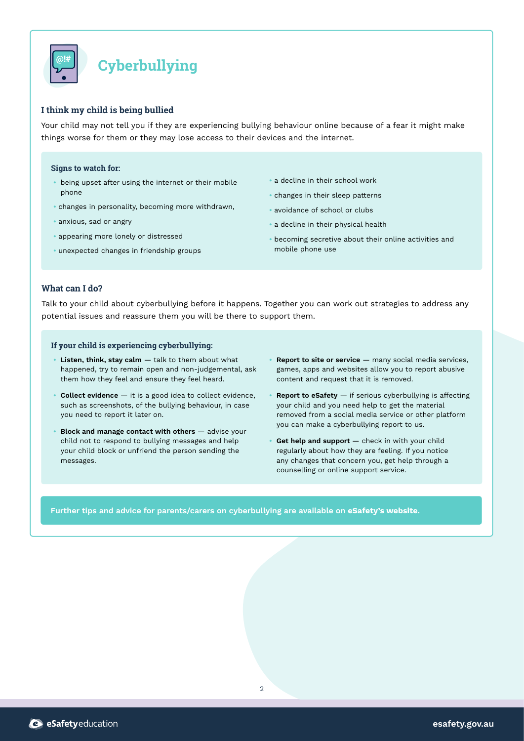# Cyberbullying

### I think my child is being bullied

Your child may not tell you if they are experiencing bullying behaviour online because of a fear it might make things worse for them or they may lose access to their devices and the internet.

**Signs to watch for:**

- being upset after using the internet or their mobile phone
- changes in personality, becoming more withdrawn,
- anxious, sad or angry
- appearing more lonely or distressed
- unexpected changes in friendship groups
- a decline in their school work
- changes in their sleep patterns
- avoidance of school or clubs
- a decline in their physical health
- becoming secretive about their online activities and mobile phone use

### What can I do?

Talk to your child about cyberbullying before it happens. Together you can work out strategies to address any potential issues and reassure them you will be there to support them.

**If your child is experiencing cyberbullying:**

- **Listen, think, stay calm** — talk to them about what happened, try to remain open and non-judgemental, ask them how they feel and ensure they feel heard.
- **Collect evidence** — it is a good idea to collect evidence, such as screenshots, of the bullying behaviour, in case you need to report it later on.
- **Block and manage contact with others** — advise your child not to respond to bullying messages and help your child block or unfriend the person sending the messages.
- **Report to site or service** — many social media services, games, apps and websites allow you to report abusive content and request that it is removed.
- **Report to eSafety** — if serious cyberbullying is affecting your child and you need help to get the material removed from a social media service or other platform you can make a cyberbullying report to us.
- **Get help and support** — check in with your child regularly about how they are feeling. If you notice any changes that concern you, get help through a counselling or online support service.

**Further tips and advice for parents/carers on cyberbullying are available on eSafety's website.**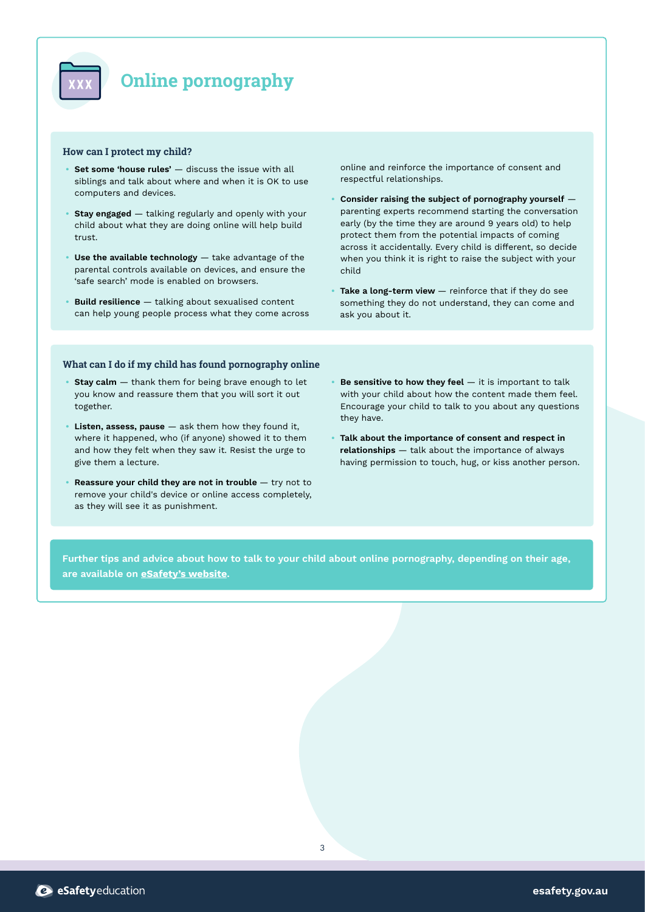# Online pornography

### How can I protect my child?

- **Set some 'house rules'** — discuss the issue with all siblings and talk about where and when it is OK to use computers and devices.
- **Stay engaged** — talking regularly and openly with your child about what they are doing online will help build trust.
- **Use the available technology** — take advantage of the parental controls available on devices, and ensure the 'safe search' mode is enabled on browsers.
- **Build resilience** — talking about sexualised content can help young people process what they come across online and reinforce the importance of consent and respectful relationships.
- **Consider raising the subject of pornography yourself** — parenting experts recommend starting the conversation early (by the time they are around 9 years old) to help protect them from the potential impacts of coming across it accidentally. Every child is different, so decide when you think it is right to raise the subject with your child
- **Take a long-term view** — reinforce that if they do see something they do not understand, they can come and ask you about it.

### What can I do if my child has found pornography online

- **Stay calm** — thank them for being brave enough to let you know and reassure them that you will sort it out together.
- **Listen, assess, pause** — ask them how they found it, where it happened, who (if anyone) showed it to them and how they felt when they saw it. Resist the urge to give them a lecture.
- **Reassure your child they are not in trouble** — try not to remove your child's device or online access completely, as they will see it as punishment.
- **Be sensitive to how they feel** — it is important to talk with your child about how the content made them feel. Encourage your child to talk to you about any questions they have.
- **Talk about the importance of consent and respect in relationships** — talk about the importance of always having permission to touch, hug, or kiss another person.

**Further tips and advice about how to talk to your child about online pornography, depending on their age, are available on eSafety's website.**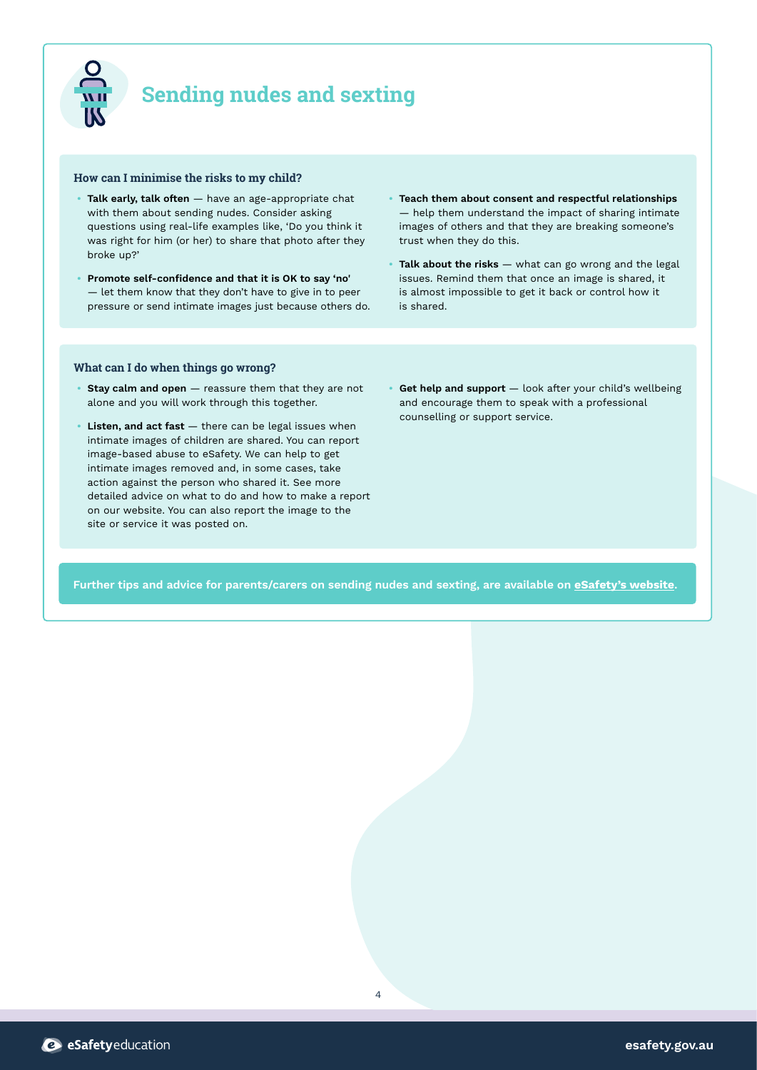# Sending nudes and sexting

### How can I minimise the risks to my child?

- **Talk early, talk often** — have an age-appropriate chat with them about sending nudes. Consider asking questions using real-life examples like, 'Do you think it was right for him (or her) to share that photo after they broke up?'
- **Promote self-confidence and that it is OK to say 'no'** — let them know that they don't have to give in to peer pressure or send intimate images just because others do.
- **Teach them about consent and respectful relationships** — help them understand the impact of sharing intimate images of others and that they are breaking someone's trust when they do this.
- **Talk about the risks** — what can go wrong and the legal issues. Remind them that once an image is shared, it is almost impossible to get it back or control how it is shared.

### What can I do when things go wrong?

- **Stay calm and open** — reassure them that they are not alone and you will work through this together.
- **Listen, and act fast** — there can be legal issues when intimate images of children are shared. You can report image-based abuse to eSafety. We can help to get intimate images removed and, in some cases, take action against the person who shared it. See more detailed advice on what to do and how to make a report on our website. You can also report the image to the site or service it was posted on.
- **Get help and support** — look after your child's wellbeing and encourage them to speak with a professional counselling or support service.

**Further tips and advice for parents/carers on sending nudes and sexting, are available on eSafety's website.**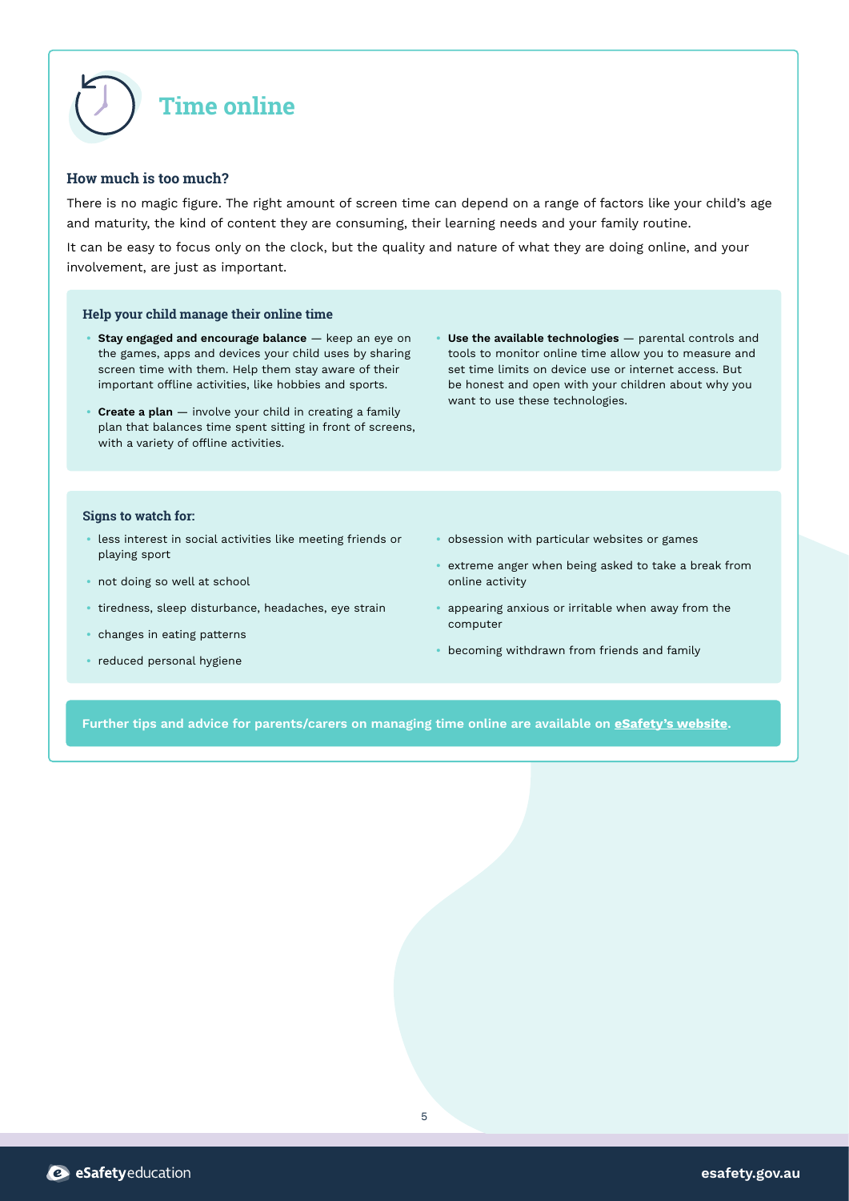# Time online

### How much is too much?

There is no magic figure. The right amount of screen time can depend on a range of factors like your child's age and maturity, the kind of content they are consuming, their learning needs and your family routine.

It can be easy to focus only on the clock, but the quality and nature of what they are doing online, and your involvement, are just as important.

#### Help your child manage their online time

- **Stay engaged and encourage balance** — keep an eye on the games, apps and devices your child uses by sharing screen time with them. Help them stay aware of their important offline activities, like hobbies and sports.
- **Create a plan** — involve your child in creating a family plan that balances time spent sitting in front of screens, with a variety of offline activities.
- **Use the available technologies** — parental controls and tools to monitor online time allow you to measure and set time limits on device use or internet access. But be honest and open with your children about why you want to use these technologies.

#### Signs to watch for:

- less interest in social activities like meeting friends or playing sport
- not doing so well at school
- tiredness, sleep disturbance, headaches, eye strain
- changes in eating patterns
- reduced personal hygiene
- obsession with particular websites or games
- extreme anger when being asked to take a break from online activity
- appearing anxious or irritable when away from the computer
- becoming withdrawn from friends and family

**Further tips and advice for parents/carers on managing time online are available on eSafety's website.**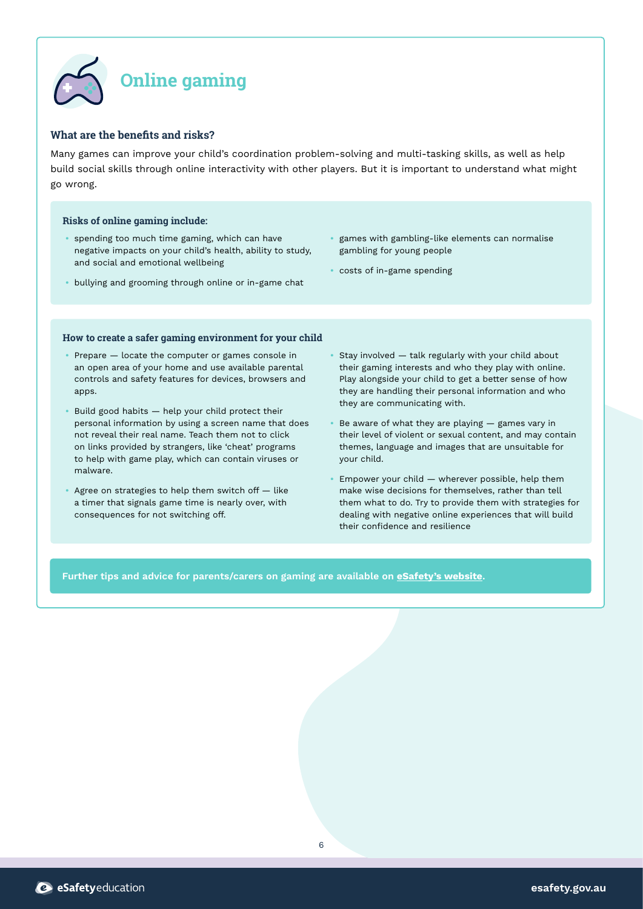# Online gaming

### What are the benefits and risks?

Many games can improve your child's coordination problem-solving and multi-tasking skills, as well as help build social skills through online interactivity with other players. But it is important to understand what might go wrong.

#### Risks of online gaming include:

- spending too much time gaming, which can have negative impacts on your child's health, ability to study, and social and emotional wellbeing
- bullying and grooming through online or in-game chat
- games with gambling-like elements can normalise gambling for young people
- costs of in-game spending

#### How to create a safer gaming environment for your child

- Prepare — locate the computer or games console in an open area of your home and use available parental controls and safety features for devices, browsers and apps.
- Build good habits — help your child protect their personal information by using a screen name that does not reveal their real name. Teach them not to click on links provided by strangers, like 'cheat' programs to help with game play, which can contain viruses or malware.
- Agree on strategies to help them switch off — like a timer that signals game time is nearly over, with consequences for not switching off.
- Stay involved — talk regularly with your child about their gaming interests and who they play with online. Play alongside your child to get a better sense of how they are handling their personal information and who they are communicating with.
- Be aware of what they are playing — games vary in their level of violent or sexual content, and may contain themes, language and images that are unsuitable for your child.
- Empower your child — wherever possible, help them make wise decisions for themselves, rather than tell them what to do. Try to provide them with strategies for dealing with negative online experiences that will build their confidence and resilience

**Further tips and advice for parents/carers on gaming are available on eSafety's website.**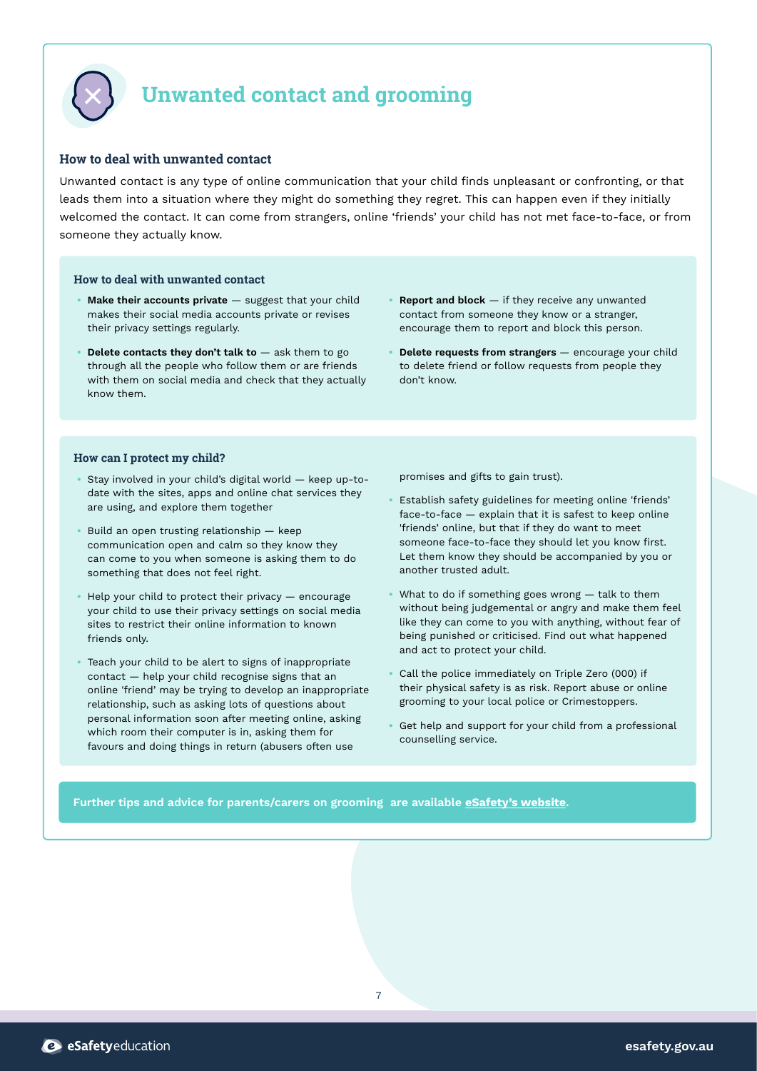# Unwanted contact and grooming

### How to deal with unwanted contact

Unwanted contact is any type of online communication that your child finds unpleasant or confronting, or that leads them into a situation where they might do something they regret. This can happen even if they initially welcomed the contact. It can come from strangers, online 'friends' your child has not met face-to-face, or from someone they actually know.

#### How to deal with unwanted contact

- **Make their accounts private** — suggest that your child makes their social media accounts private or revises their privacy settings regularly.
- **Delete contacts they don't talk to** — ask them to go through all the people who follow them or are friends with them on social media and check that they actually know them.
- **Report and block** — if they receive any unwanted contact from someone they know or a stranger, encourage them to report and block this person.
- **Delete requests from strangers** — encourage your child to delete friend or follow requests from people they don't know.

#### How can I protect my child?

- Stay involved in your child's digital world — keep up-to-date with the sites, apps and online chat services they are using, and explore them together
- Build an open trusting relationship — keep communication open and calm so they know they can come to you when someone is asking them to do something that does not feel right.
- Help your child to protect their privacy — encourage your child to use their privacy settings on social media sites to restrict their online information to known friends only.
- Teach your child to be alert to signs of inappropriate contact — help your child recognise signs that an online 'friend' may be trying to develop an inappropriate relationship, such as asking lots of questions about personal information soon after meeting online, asking which room their computer is in, asking them for favours and doing things in return (abusers often use promises and gifts to gain trust).
- Establish safety guidelines for meeting online 'friends' face-to-face — explain that it is safest to keep online 'friends' online, but that if they do want to meet someone face-to-face they should let you know first. Let them know they should be accompanied by you or another trusted adult.
- What to do if something goes wrong — talk to them without being judgemental or angry and make them feel like they can come to you with anything, without fear of being punished or criticised. Find out what happened and act to protect your child.
- Call the police immediately on Triple Zero (000) if their physical safety is as risk. Report abuse or online grooming to your local police or Crimestoppers.
- Get help and support for your child from a professional counselling service.

**Further tips and advice for parents/carers on grooming are available eSafety's website.**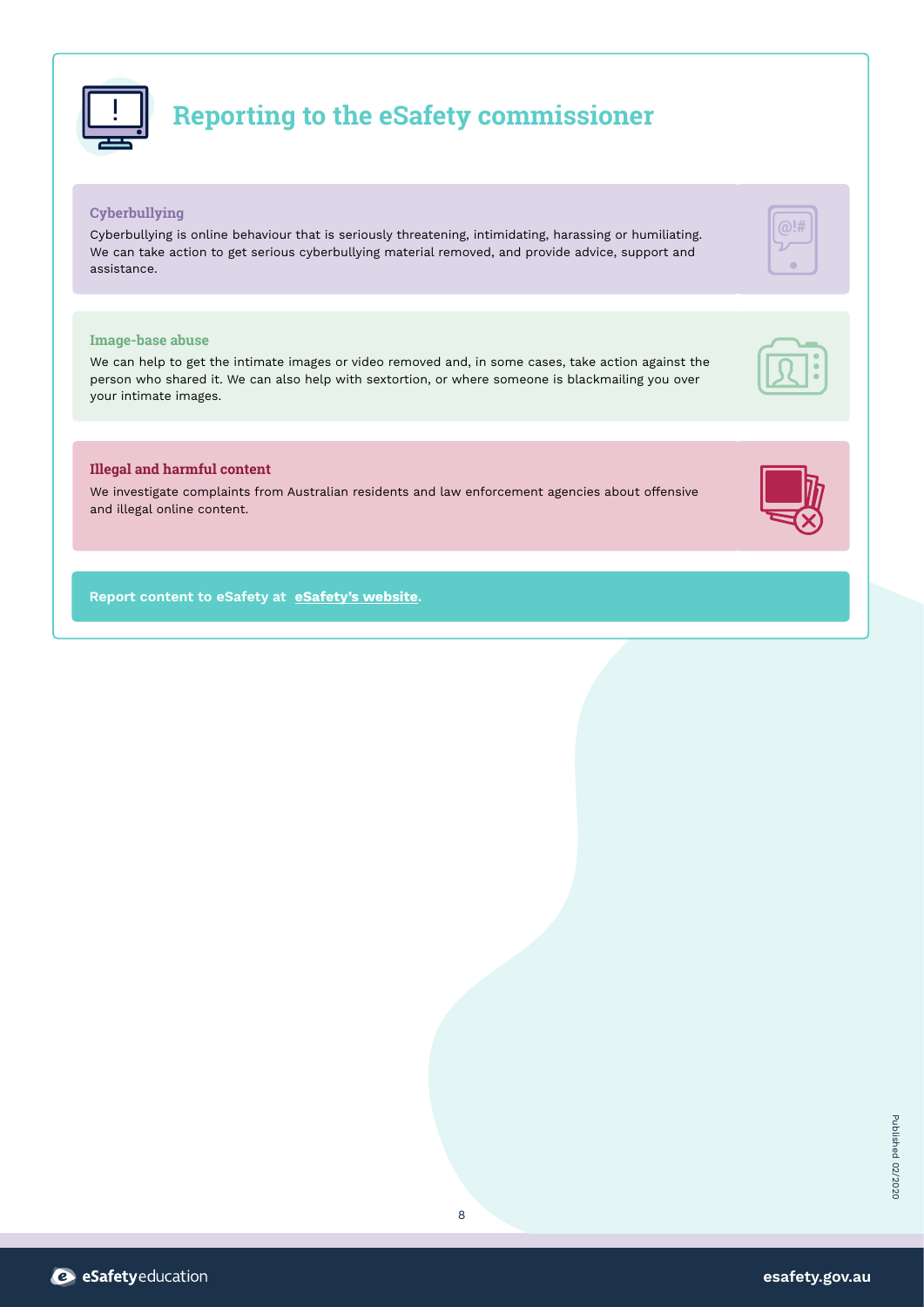# Reporting to the eSafety commissioner

### Cyberbullying

Cyberbullying is online behaviour that is seriously threatening, intimidating, harassing or humiliating. We can take action to get serious cyberbullying material removed, and provide advice, support and assistance.

### Image-base abuse

We can help to get the intimate images or video removed and, in some cases, take action against the person who shared it. We can also help with sextortion, or where someone is blackmailing you over your intimate images.

### Illegal and harmful content

We investigate complaints from Australian residents and law enforcement agencies about offensive and illegal online content.

**Report content to eSafety at eSafety's website.**

Published 02/2020